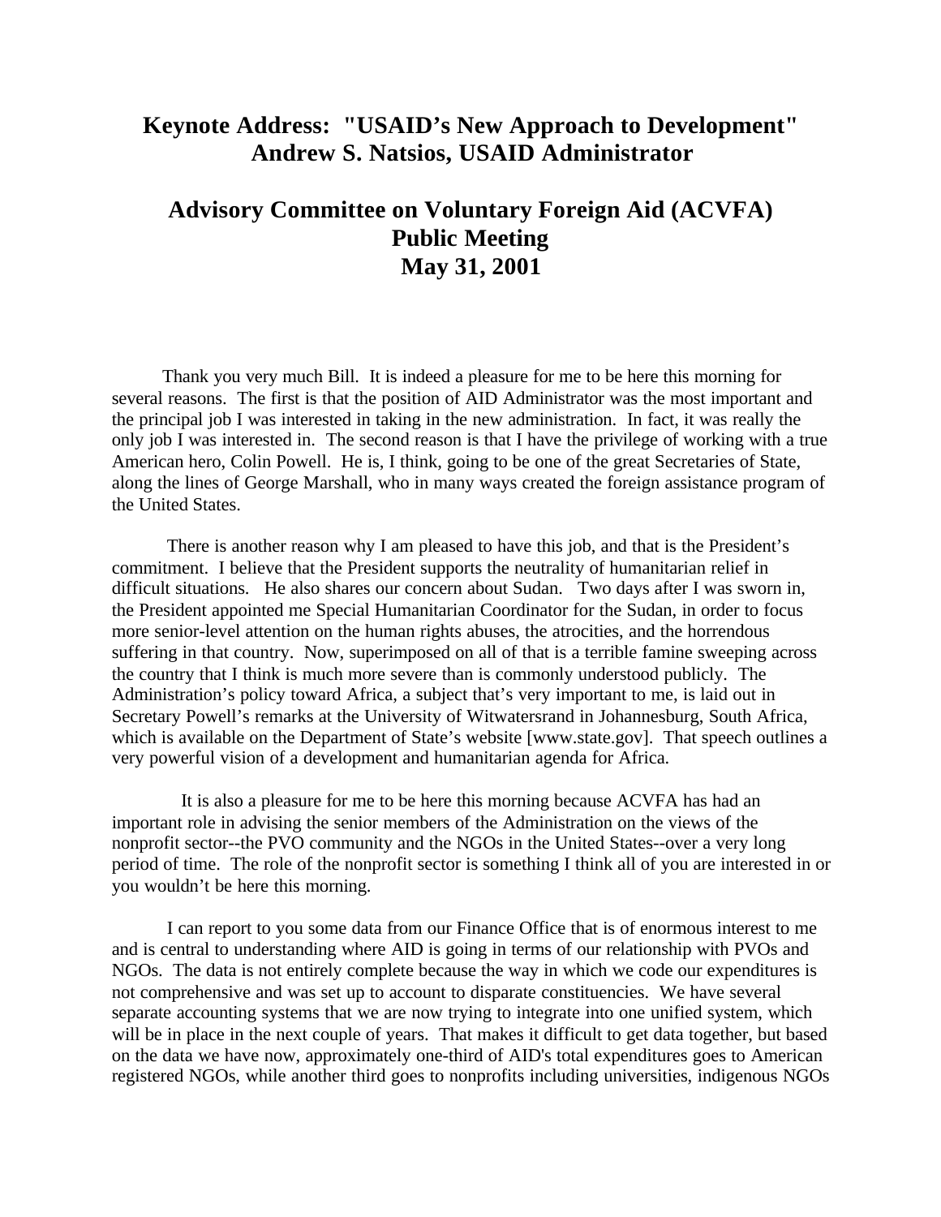# Keynote Address: "USAID's New Approach to Development" Andrew S. Natsios, USAID Administrator

## Advisory Committee on Voluntary Foreign Aid (ACVFA) Public Meeting May 31, 2001

Thank you very much Bill. It is indeed a pleasure for me to be here this morning for several reasons. The first is that the position of AID Administrator was the most important and the principal job I was interested in taking in the new administration. In fact, it was really the only job I was interested in. The second reason is that I have the privilege of working with a true American hero, Colin Powell. He is, I think, going to be one of the great Secretaries of State, along the lines of George Marshall, who in many ways created the foreign assistance program of the United States.

There is another reason why I am pleased to have this job, and that is the President's commitment. I believe that the President supports the neutrality of humanitarian relief in difficult situations. He also shares our concern about Sudan. Two days after I was sworn in, the President appointed me Special Humanitarian Coordinator for the Sudan, in order to focus more senior-level attention on the human rights abuses, the atrocities, and the horrendous suffering in that country. Now, superimposed on all of that is a terrible famine sweeping across the country that I think is much more severe than is commonly understood publicly. The Administration's policy toward Africa, a subject that's very important to me, is laid out in Secretary Powell's remarks at the University of Witwatersrand in Johannesburg, South Africa, which is available on the Department of State's website [www.state.gov]. That speech outlines a very powerful vision of a development and humanitarian agenda for Africa.

It is also a pleasure for me to be here this morning because ACVFA has had an important role in advising the senior members of the Administration on the views of the nonprofit sector--the PVO community and the NGOs in the United States--over a very long period of time. The role of the nonprofit sector is something I think all of you are interested in or you wouldn't be here this morning.

I can report to you some data from our Finance Office that is of enormous interest to me and is central to understanding where AID is going in terms of our relationship with PVOs and NGOs. The data is not entirely complete because the way in which we code our expenditures is not comprehensive and was set up to account to disparate constituencies. We have several separate accounting systems that we are now trying to integrate into one unified system, which will be in place in the next couple of years. That makes it difficult to get data together, but based on the data we have now, approximately one-third of AID's total expenditures goes to American registered NGOs, while another third goes to nonprofits including universities, indigenous NGOs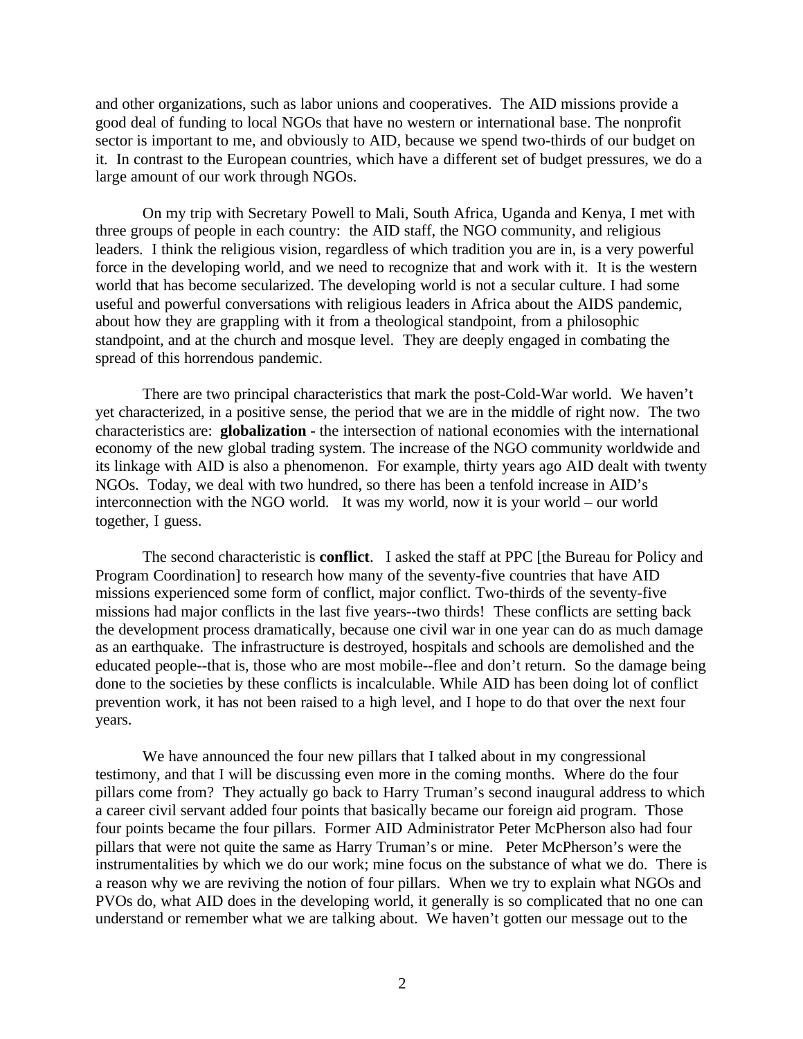and other organizations, such as labor unions and cooperatives. The AID missions provide a good deal of funding to local NGOs that have no western or international base. The nonprofit sector is important to me, and obviously to AID, because we spend two-thirds of our budget on it. In contrast to the European countries, which have a different set of budget pressures, we do a large amount of our work through NGOs.

On my trip with Secretary Powell to Mali, South Africa, Uganda and Kenya, I met with three groups of people in each country: the AID staff, the NGO community, and religious leaders. I think the religious vision, regardless of which tradition you are in, is a very powerful force in the developing world, and we need to recognize that and work with it. It is the western world that has become secularized. The developing world is not a secular culture. I had some useful and powerful conversations with religious leaders in Africa about the AIDS pandemic, about how they are grappling with it from a theological standpoint, from a philosophic standpoint, and at the church and mosque level. They are deeply engaged in combating the spread of this horrendous pandemic.

There are two principal characteristics that mark the post-Cold-War world. We haven't yet characterized, in a positive sense, the period that we are in the middle of right now. The two characteristics are: **globalization -** the intersection of national economies with the international economy of the new global trading system. The increase of the NGO community worldwide and its linkage with AID is also a phenomenon. For example, thirty years ago AID dealt with twenty NGOs. Today, we deal with two hundred, so there has been a tenfold increase in AID's interconnection with the NGO world. It was my world, now it is your world – our world together, I guess.

The second characteristic is **conflict**. I asked the staff at PPC [the Bureau for Policy and Program Coordination] to research how many of the seventy-five countries that have AID missions experienced some form of conflict, major conflict. Two-thirds of the seventy-five missions had major conflicts in the last five years--two thirds! These conflicts are setting back the development process dramatically, because one civil war in one year can do as much damage as an earthquake. The infrastructure is destroyed, hospitals and schools are demolished and the educated people--that is, those who are most mobile--flee and don't return. So the damage being done to the societies by these conflicts is incalculable. While AID has been doing lot of conflict prevention work, it has not been raised to a high level, and I hope to do that over the next four years.

We have announced the four new pillars that I talked about in my congressional testimony, and that I will be discussing even more in the coming months. Where do the four pillars come from? They actually go back to Harry Truman's second inaugural address to which a career civil servant added four points that basically became our foreign aid program. Those four points became the four pillars. Former AID Administrator Peter McPherson also had four pillars that were not quite the same as Harry Truman's or mine. Peter McPherson's were the instrumentalities by which we do our work; mine focus on the substance of what we do. There is a reason why we are reviving the notion of four pillars. When we try to explain what NGOs and PVOs do, what AID does in the developing world, it generally is so complicated that no one can understand or remember what we are talking about. We haven't gotten our message out to the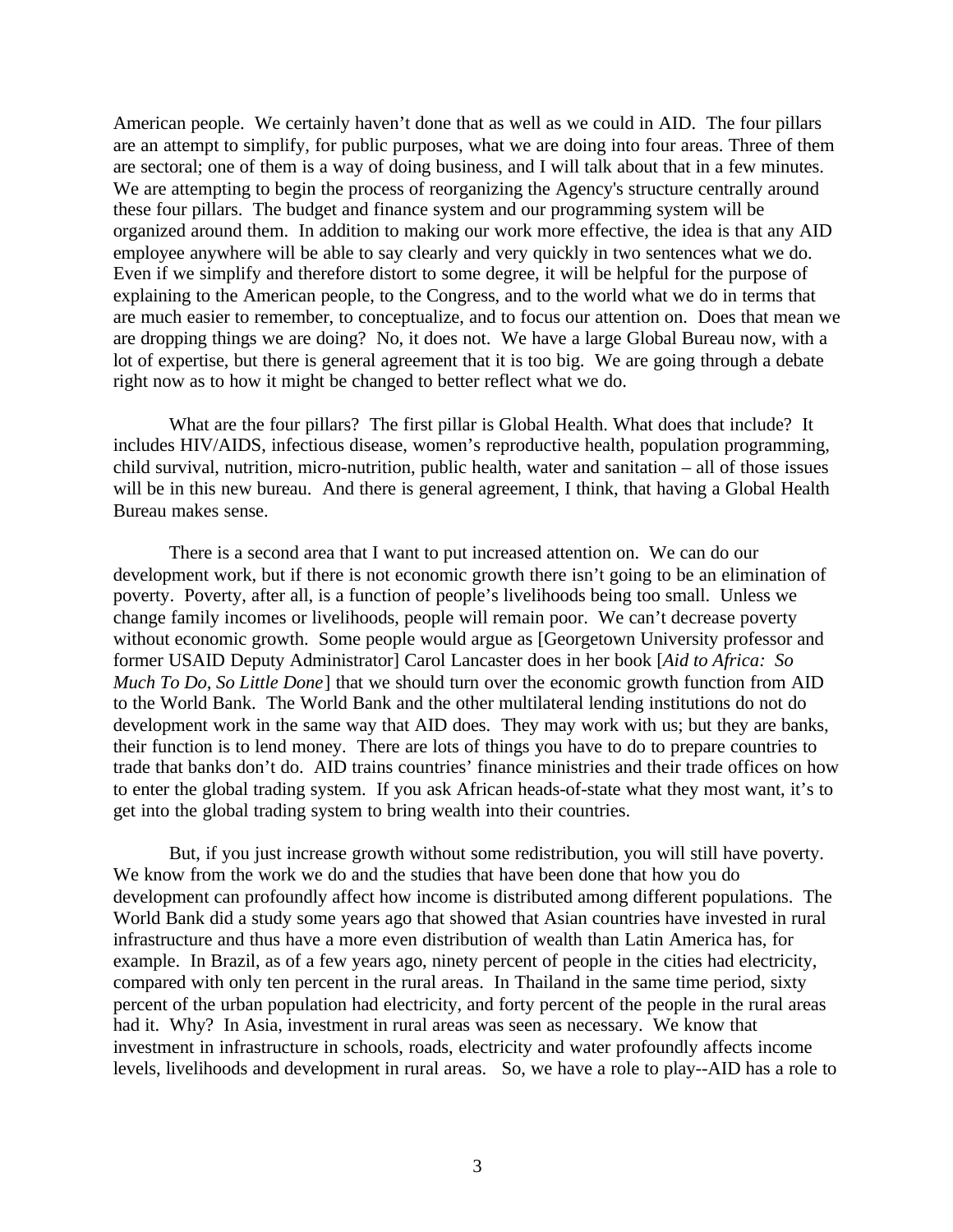American people. We certainly haven't done that as well as we could in AID. The four pillars are an attempt to simplify, for public purposes, what we are doing into four areas. Three of them are sectoral; one of them is a way of doing business, and I will talk about that in a few minutes. We are attempting to begin the process of reorganizing the Agency's structure centrally around these four pillars. The budget and finance system and our programming system will be organized around them. In addition to making our work more effective, the idea is that any AID employee anywhere will be able to say clearly and very quickly in two sentences what we do. Even if we simplify and therefore distort to some degree, it will be helpful for the purpose of explaining to the American people, to the Congress, and to the world what we do in terms that are much easier to remember, to conceptualize, and to focus our attention on. Does that mean we are dropping things we are doing? No, it does not. We have a large Global Bureau now, with a lot of expertise, but there is general agreement that it is too big. We are going through a debate right now as to how it might be changed to better reflect what we do.

What are the four pillars? The first pillar is Global Health. What does that include? It includes HIV/AIDS, infectious disease, women's reproductive health, population programming, child survival, nutrition, micro-nutrition, public health, water and sanitation – all of those issues will be in this new bureau. And there is general agreement, I think, that having a Global Health Bureau makes sense.

There is a second area that I want to put increased attention on. We can do our development work, but if there is not economic growth there isn't going to be an elimination of poverty. Poverty, after all, is a function of people's livelihoods being too small. Unless we change family incomes or livelihoods, people will remain poor. We can't decrease poverty without economic growth. Some people would argue as [Georgetown University professor and former USAID Deputy Administrator] Carol Lancaster does in her book [*Aid to Africa: So Much To Do, So Little Done*] that we should turn over the economic growth function from AID to the World Bank. The World Bank and the other multilateral lending institutions do not do development work in the same way that AID does. They may work with us; but they are banks, their function is to lend money. There are lots of things you have to do to prepare countries to trade that banks don't do. AID trains countries' finance ministries and their trade offices on how to enter the global trading system. If you ask African heads-of-state what they most want, it's to get into the global trading system to bring wealth into their countries.

But, if you just increase growth without some redistribution, you will still have poverty. We know from the work we do and the studies that have been done that how you do development can profoundly affect how income is distributed among different populations. The World Bank did a study some years ago that showed that Asian countries have invested in rural infrastructure and thus have a more even distribution of wealth than Latin America has, for example. In Brazil, as of a few years ago, ninety percent of people in the cities had electricity, compared with only ten percent in the rural areas. In Thailand in the same time period, sixty percent of the urban population had electricity, and forty percent of the people in the rural areas had it. Why? In Asia, investment in rural areas was seen as necessary. We know that investment in infrastructure in schools, roads, electricity and water profoundly affects income levels, livelihoods and development in rural areas. So, we have a role to play--AID has a role to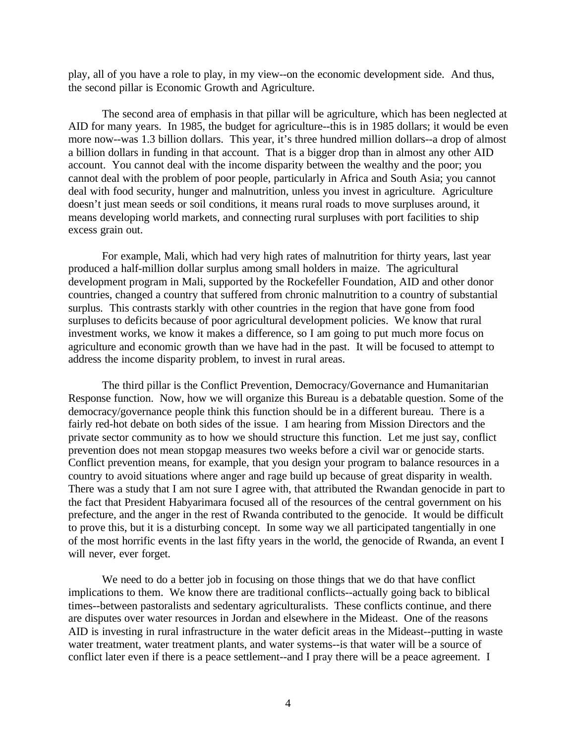play, all of you have a role to play, in my view--on the economic development side. And thus, the second pillar is Economic Growth and Agriculture.

The second area of emphasis in that pillar will be agriculture, which has been neglected at AID for many years. In 1985, the budget for agriculture--this is in 1985 dollars; it would be even more now--was 1.3 billion dollars. This year, it's three hundred million dollars--a drop of almost a billion dollars in funding in that account. That is a bigger drop than in almost any other AID account. You cannot deal with the income disparity between the wealthy and the poor; you cannot deal with the problem of poor people, particularly in Africa and South Asia; you cannot deal with food security, hunger and malnutrition, unless you invest in agriculture. Agriculture doesn't just mean seeds or soil conditions, it means rural roads to move surpluses around, it means developing world markets, and connecting rural surpluses with port facilities to ship excess grain out.

For example, Mali, which had very high rates of malnutrition for thirty years, last year produced a half-million dollar surplus among small holders in maize. The agricultural development program in Mali, supported by the Rockefeller Foundation, AID and other donor countries, changed a country that suffered from chronic malnutrition to a country of substantial surplus. This contrasts starkly with other countries in the region that have gone from food surpluses to deficits because of poor agricultural development policies. We know that rural investment works, we know it makes a difference, so I am going to put much more focus on agriculture and economic growth than we have had in the past. It will be focused to attempt to address the income disparity problem, to invest in rural areas.

The third pillar is the Conflict Prevention, Democracy/Governance and Humanitarian Response function. Now, how we will organize this Bureau is a debatable question. Some of the democracy/governance people think this function should be in a different bureau. There is a fairly red-hot debate on both sides of the issue. I am hearing from Mission Directors and the private sector community as to how we should structure this function. Let me just say, conflict prevention does not mean stopgap measures two weeks before a civil war or genocide starts. Conflict prevention means, for example, that you design your program to balance resources in a country to avoid situations where anger and rage build up because of great disparity in wealth. There was a study that I am not sure I agree with, that attributed the Rwandan genocide in part to the fact that President Habyarimara focused all of the resources of the central government on his prefecture, and the anger in the rest of Rwanda contributed to the genocide. It would be difficult to prove this, but it is a disturbing concept. In some way we all participated tangentially in one of the most horrific events in the last fifty years in the world, the genocide of Rwanda, an event I will never, ever forget.

We need to do a better job in focusing on those things that we do that have conflict implications to them. We know there are traditional conflicts--actually going back to biblical times--between pastoralists and sedentary agriculturalists. These conflicts continue, and there are disputes over water resources in Jordan and elsewhere in the Mideast. One of the reasons AID is investing in rural infrastructure in the water deficit areas in the Mideast--putting in waste water treatment, water treatment plants, and water systems--is that water will be a source of conflict later even if there is a peace settlement--and I pray there will be a peace agreement. I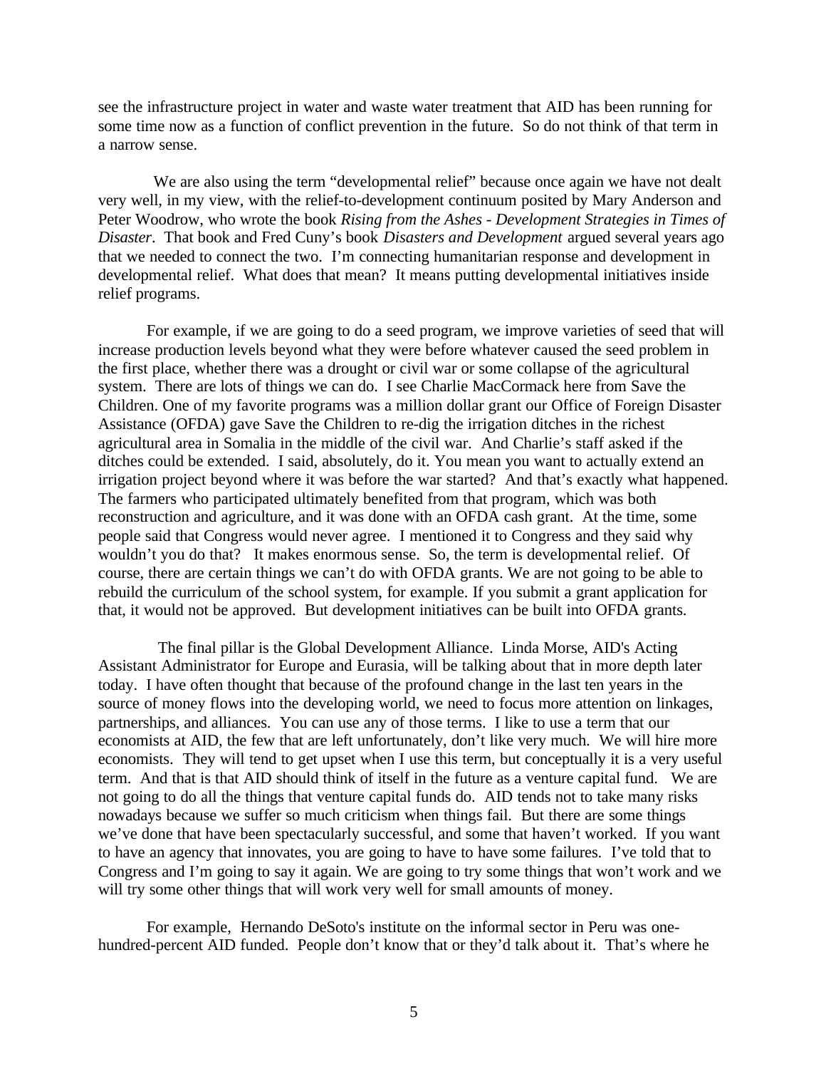see the infrastructure project in water and waste water treatment that AID has been running for some time now as a function of conflict prevention in the future. So do not think of that term in a narrow sense.

We are also using the term "developmental relief" because once again we have not dealt very well, in my view, with the relief-to-development continuum posited by Mary Anderson and Peter Woodrow, who wrote the book *Rising from the Ashes - Development Strategies in Times of Disaster*. That book and Fred Cuny's book *Disasters and Development* argued several years ago that we needed to connect the two. I'm connecting humanitarian response and development in developmental relief. What does that mean? It means putting developmental initiatives inside relief programs.

For example, if we are going to do a seed program, we improve varieties of seed that will increase production levels beyond what they were before whatever caused the seed problem in the first place, whether there was a drought or civil war or some collapse of the agricultural system. There are lots of things we can do. I see Charlie MacCormack here from Save the Children. One of my favorite programs was a million dollar grant our Office of Foreign Disaster Assistance (OFDA) gave Save the Children to re-dig the irrigation ditches in the richest agricultural area in Somalia in the middle of the civil war. And Charlie's staff asked if the ditches could be extended. I said, absolutely, do it. You mean you want to actually extend an irrigation project beyond where it was before the war started? And that's exactly what happened. The farmers who participated ultimately benefited from that program, which was both reconstruction and agriculture, and it was done with an OFDA cash grant. At the time, some people said that Congress would never agree. I mentioned it to Congress and they said why wouldn't you do that? It makes enormous sense. So, the term is developmental relief. Of course, there are certain things we can't do with OFDA grants. We are not going to be able to rebuild the curriculum of the school system, for example. If you submit a grant application for that, it would not be approved. But development initiatives can be built into OFDA grants.

The final pillar is the Global Development Alliance. Linda Morse, AID's Acting Assistant Administrator for Europe and Eurasia, will be talking about that in more depth later today. I have often thought that because of the profound change in the last ten years in the source of money flows into the developing world, we need to focus more attention on linkages, partnerships, and alliances. You can use any of those terms. I like to use a term that our economists at AID, the few that are left unfortunately, don't like very much. We will hire more economists. They will tend to get upset when I use this term, but conceptually it is a very useful term. And that is that AID should think of itself in the future as a venture capital fund. We are not going to do all the things that venture capital funds do. AID tends not to take many risks nowadays because we suffer so much criticism when things fail. But there are some things we've done that have been spectacularly successful, and some that haven't worked. If you want to have an agency that innovates, you are going to have to have some failures. I've told that to Congress and I'm going to say it again. We are going to try some things that won't work and we will try some other things that will work very well for small amounts of money.

For example, Hernando DeSoto's institute on the informal sector in Peru was one-hundred-percent AID funded. People don't know that or they'd talk about it. That's where he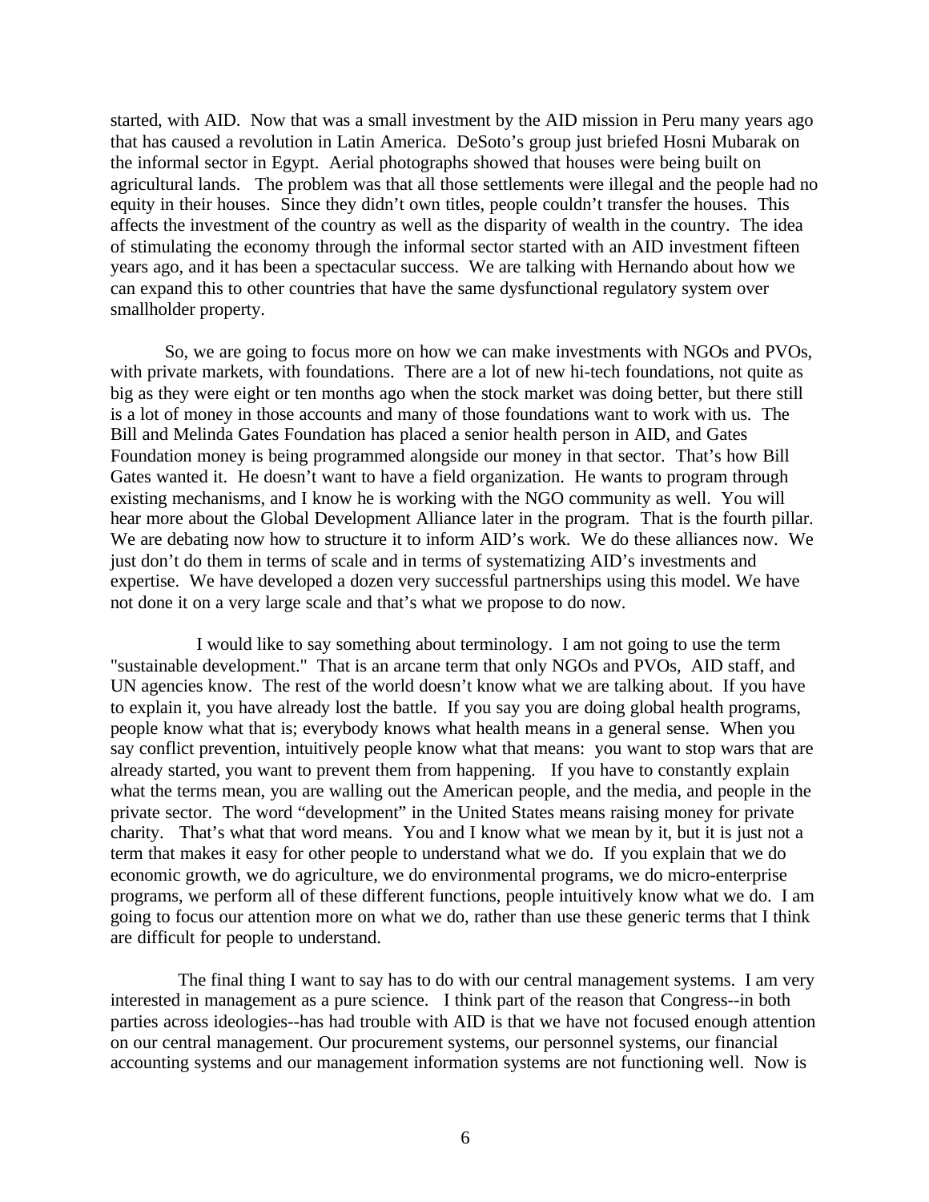started, with AID. Now that was a small investment by the AID mission in Peru many years ago that has caused a revolution in Latin America. DeSoto's group just briefed Hosni Mubarak on the informal sector in Egypt. Aerial photographs showed that houses were being built on agricultural lands. The problem was that all those settlements were illegal and the people had no equity in their houses. Since they didn't own titles, people couldn't transfer the houses. This affects the investment of the country as well as the disparity of wealth in the country. The idea of stimulating the economy through the informal sector started with an AID investment fifteen years ago, and it has been a spectacular success. We are talking with Hernando about how we can expand this to other countries that have the same dysfunctional regulatory system over smallholder property.

So, we are going to focus more on how we can make investments with NGOs and PVOs, with private markets, with foundations. There are a lot of new hi-tech foundations, not quite as big as they were eight or ten months ago when the stock market was doing better, but there still is a lot of money in those accounts and many of those foundations want to work with us. The Bill and Melinda Gates Foundation has placed a senior health person in AID, and Gates Foundation money is being programmed alongside our money in that sector. That's how Bill Gates wanted it. He doesn't want to have a field organization. He wants to program through existing mechanisms, and I know he is working with the NGO community as well. You will hear more about the Global Development Alliance later in the program. That is the fourth pillar. We are debating now how to structure it to inform AID's work. We do these alliances now. We just don't do them in terms of scale and in terms of systematizing AID's investments and expertise. We have developed a dozen very successful partnerships using this model. We have not done it on a very large scale and that's what we propose to do now.

I would like to say something about terminology. I am not going to use the term "sustainable development." That is an arcane term that only NGOs and PVOs, AID staff, and UN agencies know. The rest of the world doesn't know what we are talking about. If you have to explain it, you have already lost the battle. If you say you are doing global health programs, people know what that is; everybody knows what health means in a general sense. When you say conflict prevention, intuitively people know what that means: you want to stop wars that are already started, you want to prevent them from happening. If you have to constantly explain what the terms mean, you are walling out the American people, and the media, and people in the private sector. The word "development" in the United States means raising money for private charity. That's what that word means. You and I know what we mean by it, but it is just not a term that makes it easy for other people to understand what we do. If you explain that we do economic growth, we do agriculture, we do environmental programs, we do micro-enterprise programs, we perform all of these different functions, people intuitively know what we do. I am going to focus our attention more on what we do, rather than use these generic terms that I think are difficult for people to understand.

The final thing I want to say has to do with our central management systems. I am very interested in management as a pure science. I think part of the reason that Congress--in both parties across ideologies--has had trouble with AID is that we have not focused enough attention on our central management. Our procurement systems, our personnel systems, our financial accounting systems and our management information systems are not functioning well. Now is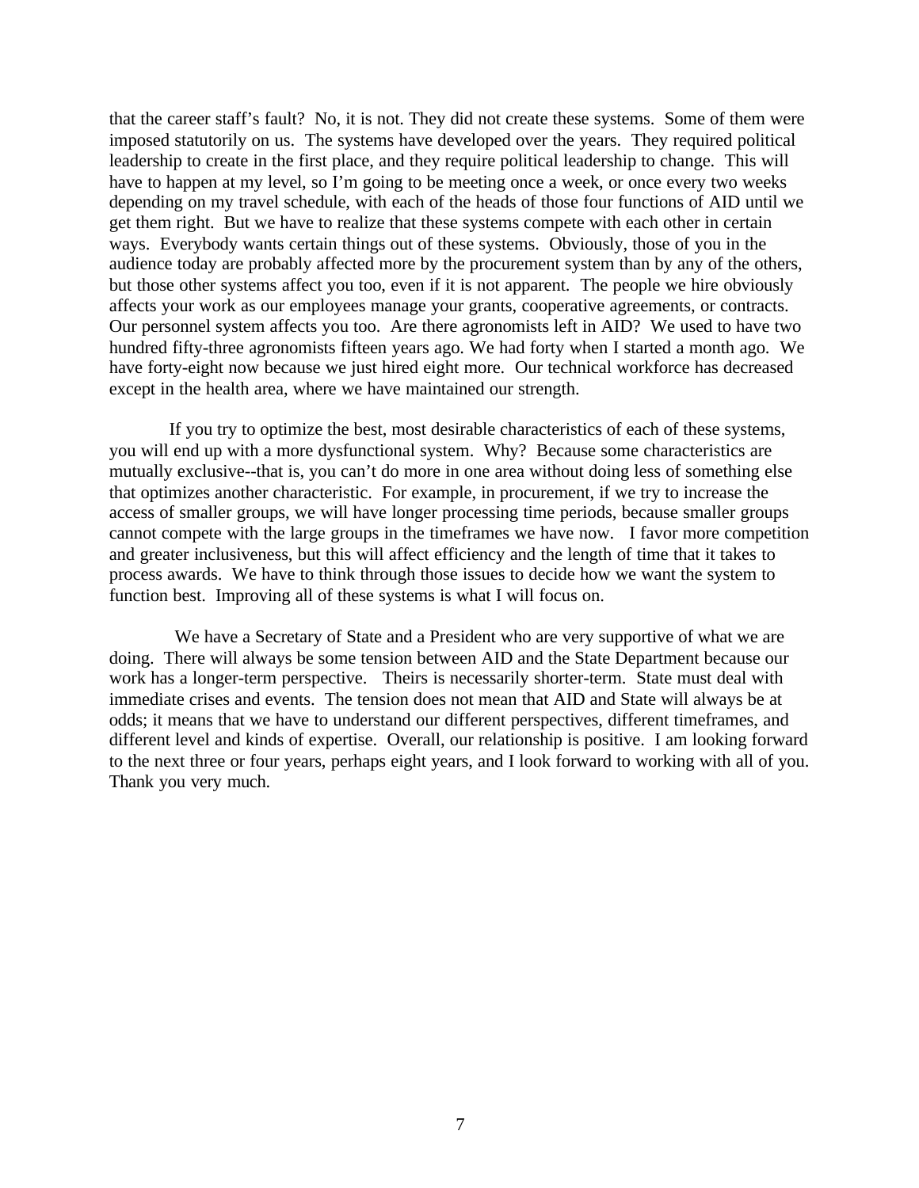that the career staff's fault? No, it is not. They did not create these systems. Some of them were imposed statutorily on us. The systems have developed over the years. They required political leadership to create in the first place, and they require political leadership to change. This will have to happen at my level, so I'm going to be meeting once a week, or once every two weeks depending on my travel schedule, with each of the heads of those four functions of AID until we get them right. But we have to realize that these systems compete with each other in certain ways. Everybody wants certain things out of these systems. Obviously, those of you in the audience today are probably affected more by the procurement system than by any of the others, but those other systems affect you too, even if it is not apparent. The people we hire obviously affects your work as our employees manage your grants, cooperative agreements, or contracts. Our personnel system affects you too. Are there agronomists left in AID? We used to have two hundred fifty-three agronomists fifteen years ago. We had forty when I started a month ago. We have forty-eight now because we just hired eight more. Our technical workforce has decreased except in the health area, where we have maintained our strength.

If you try to optimize the best, most desirable characteristics of each of these systems, you will end up with a more dysfunctional system. Why? Because some characteristics are mutually exclusive--that is, you can't do more in one area without doing less of something else that optimizes another characteristic. For example, in procurement, if we try to increase the access of smaller groups, we will have longer processing time periods, because smaller groups cannot compete with the large groups in the timeframes we have now. I favor more competition and greater inclusiveness, but this will affect efficiency and the length of time that it takes to process awards. We have to think through those issues to decide how we want the system to function best. Improving all of these systems is what I will focus on.

We have a Secretary of State and a President who are very supportive of what we are doing. There will always be some tension between AID and the State Department because our work has a longer-term perspective. Theirs is necessarily shorter-term. State must deal with immediate crises and events. The tension does not mean that AID and State will always be at odds; it means that we have to understand our different perspectives, different timeframes, and different level and kinds of expertise. Overall, our relationship is positive. I am looking forward to the next three or four years, perhaps eight years, and I look forward to working with all of you. Thank you very much.